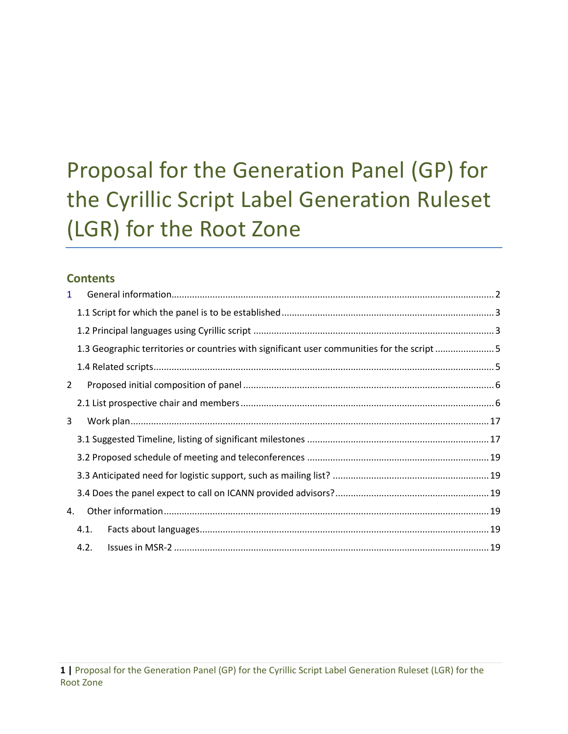# Proposal for the Generation Panel (GP) for the Cyrillic Script Label Generation Ruleset (LGR) for the Root Zone

## Contents

1 General information ..... 2

1.1 Script for which the panel is to be established ..... 3

1.2 Principal languages using Cyrillic script ..... 3

1.3 Geographic territories or countries with significant user communities for the script ..... 5

1.4 Related scripts ..... 5

2 Proposed initial composition of panel ..... 6

2.1 List prospective chair and members ..... 6

3 Work plan ..... 17

3.1 Suggested Timeline, listing of significant milestones ..... 17

3.2 Proposed schedule of meeting and teleconferences ..... 19

3.3 Anticipated need for logistic support, such as mailing list? ..... 19

3.4 Does the panel expect to call on ICANN provided advisors? ..... 19

4. Other information ..... 19

4.1. Facts about languages ..... 19

4.2. Issues in MSR-2 ..... 19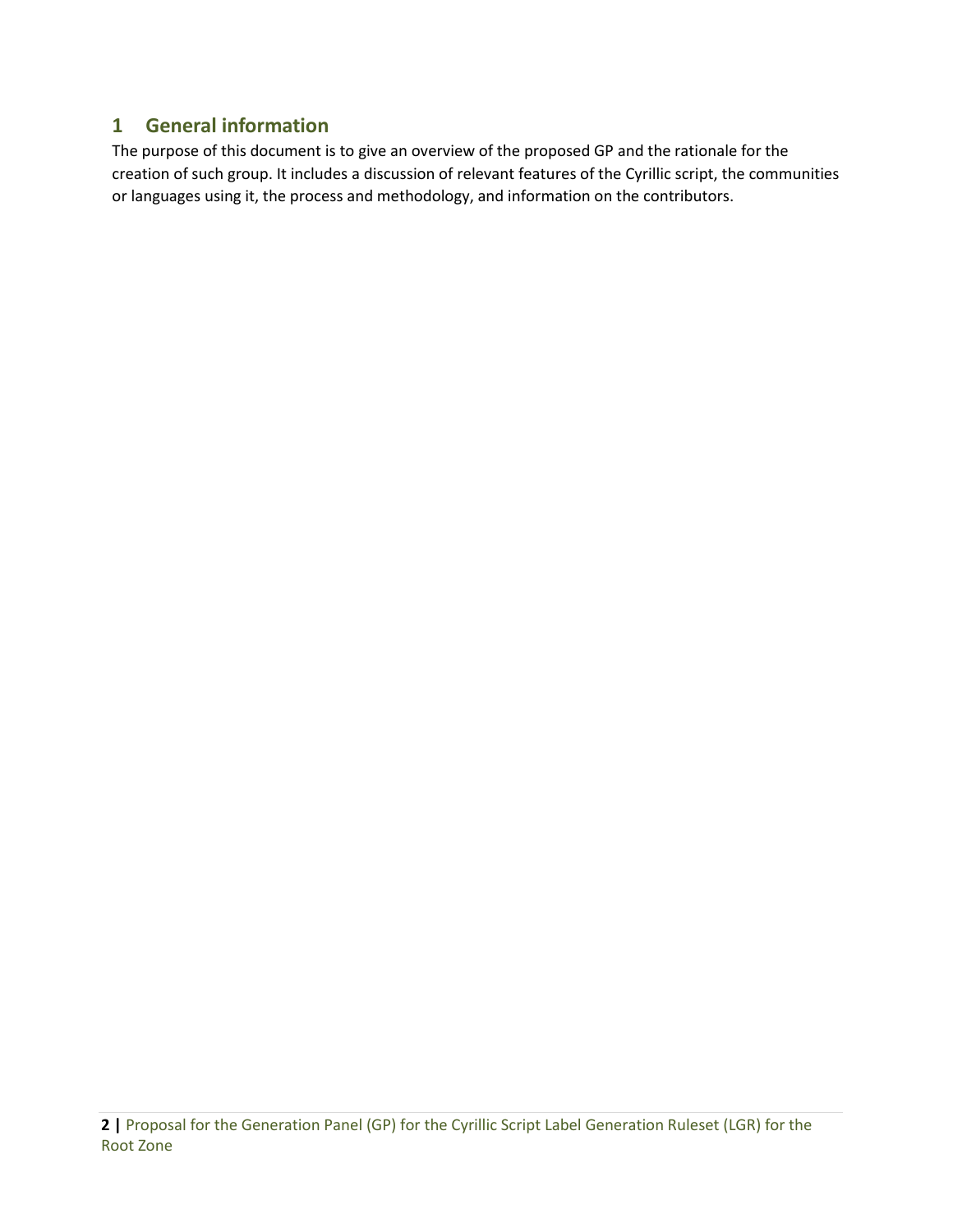## 1 General information

The purpose of this document is to give an overview of the proposed GP and the rationale for the creation of such group. It includes a discussion of relevant features of the Cyrillic script, the communities or languages using it, the process and methodology, and information on the contributors.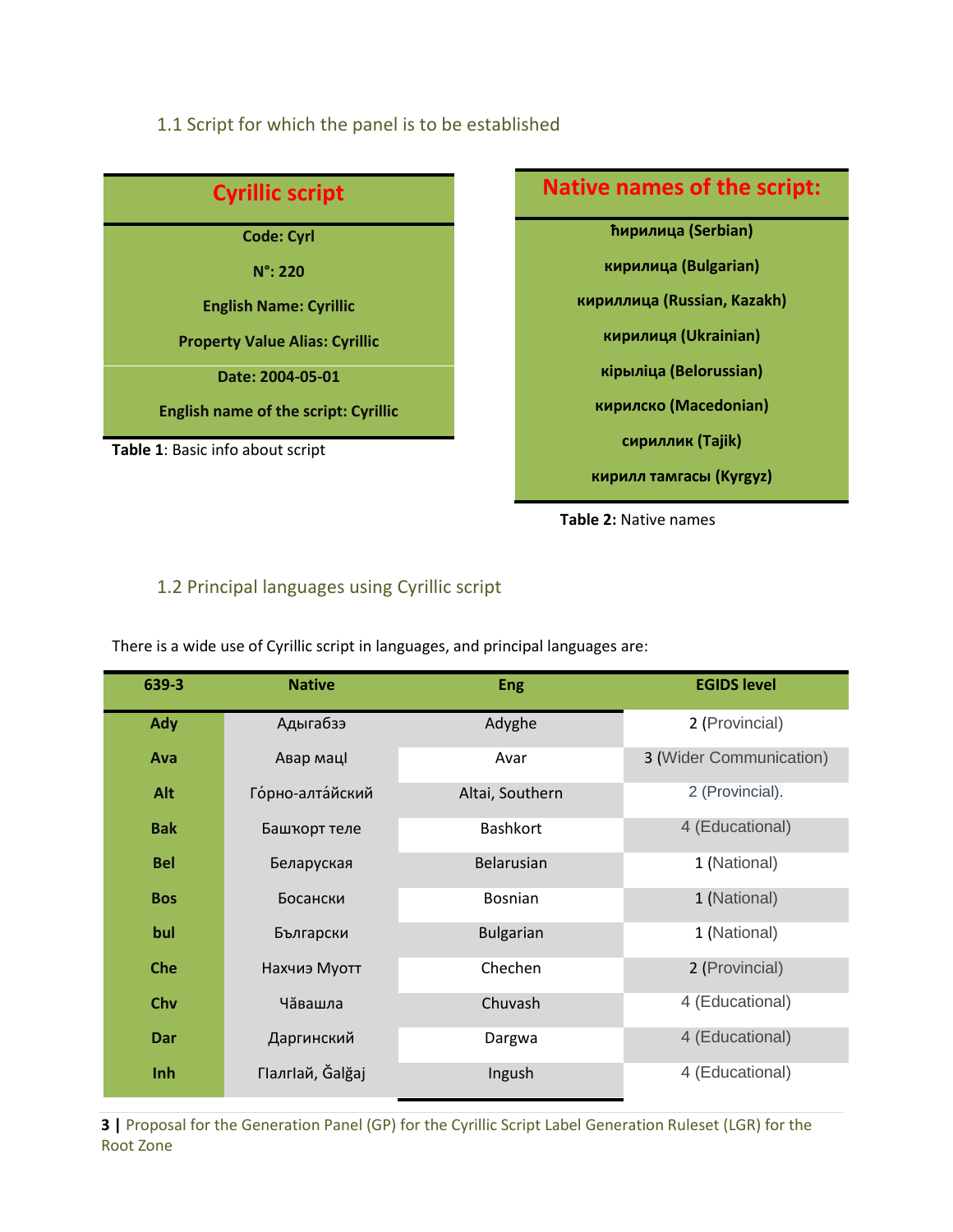### 1.1 Script for which the panel is to be established

| Cyrillic script |
|---|
| Code: Cyrl |
| N°: 220 |
| English Name: Cyrillic |
| Property Value Alias: Cyrillic |
| Date: 2004-05-01 |
| English name of the script: Cyrillic |

**Table 1**: Basic info about script

| Native names of the script: |
|---|
| ћирилица (Serbian) |
| кирилица (Bulgarian) |
| кириллица (Russian, Kazakh) |
| кирилиця (Ukrainian) |
| кірыліца (Belorussian) |
| кирилско (Macedonian) |
| сириллик (Tajik) |
| кирилл тамгасы (Kyrgyz) |

**Table 2:** Native names

### 1.2 Principal languages using Cyrillic script

There is a wide use of Cyrillic script in languages, and principal languages are:

| 639-3 | Native | Eng | EGIDS level |
|---|---|---|---|
| Ady | Адыгабзэ | Adyghe | 2 (Provincial) |
| Ava | Авар мацӀ | Avar | 3 (Wider Communication) |
| Alt | Го́рно-алта́йский | Altai, Southern | 2 (Provincial). |
| Bak | Башҡорт теле | Bashkort | 4 (Educational) |
| Bel | Беларуская | Belarusian | 1 (National) |
| Bos | Босански | Bosnian | 1 (National) |
| bul | Български | Bulgarian | 1 (National) |
| Che | Нахчиэ Муотт | Chechen | 2 (Provincial) |
| Chv | Чӑвашла | Chuvash | 4 (Educational) |
| Dar | Даргинский | Dargwa | 4 (Educational) |
| Inh | ГӀалгӀай, Ğalğaj | Ingush | 4 (Educational) |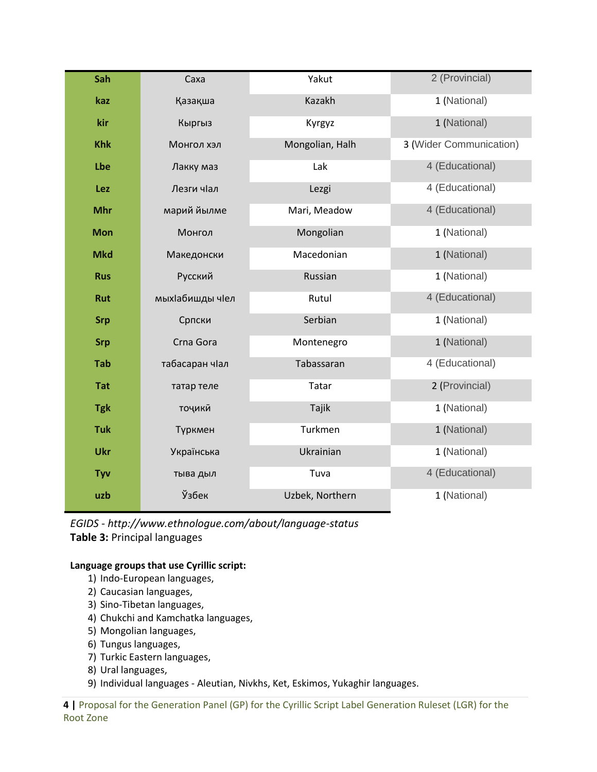| Sah | Саха | Yakut | 2 (Provincial) |
|---|---|---|---|
| kaz | Қазақша | Kazakh | 1 (National) |
| kir | Кыргыз | Kyrgyz | 1 (National) |
| Khk | Монгол хэл | Mongolian, Halh | 3 (Wider Communication) |
| Lbe | Лакку маз | Lak | 4 (Educational) |
| Lez | Лезги чӀал | Lezgi | 4 (Educational) |
| Mhr | марий йылме | Mari, Meadow | 4 (Educational) |
| Mon | Монгол | Mongolian | 1 (National) |
| Mkd | Македонски | Macedonian | 1 (National) |
| Rus | Русский | Russian | 1 (National) |
| Rut | мыхӀабишды чӀел | Rutul | 4 (Educational) |
| Srp | Српски | Serbian | 1 (National) |
| Srp | Crna Gora | Montenegro | 1 (National) |
| Tab | табасаран чӀал | Tabassaran | 4 (Educational) |
| Tat | татар теле | Tatar | 2 (Provincial) |
| Tgk | тоҷикӣ | Tajik | 1 (National) |
| Tuk | Түркмен | Turkmen | 1 (National) |
| Ukr | Українська | Ukrainian | 1 (National) |
| Tyv | тыва дыл | Tuva | 4 (Educational) |
| uzb | Ўзбек | Uzbek, Northern | 1 (National) |

*EGIDS - http://www.ethnologue.com/about/language-status*

**Table 3:** Principal languages

**Language groups that use Cyrillic script:**

1) Indo-European languages,
2) Caucasian languages,
3) Sino-Tibetan languages,
4) Chukchi and Kamchatka languages,
5) Mongolian languages,
6) Tungus languages,
7) Turkic Eastern languages,
8) Ural languages,
9) Individual languages - Aleutian, Nivkhs, Ket, Eskimos, Yukaghir languages.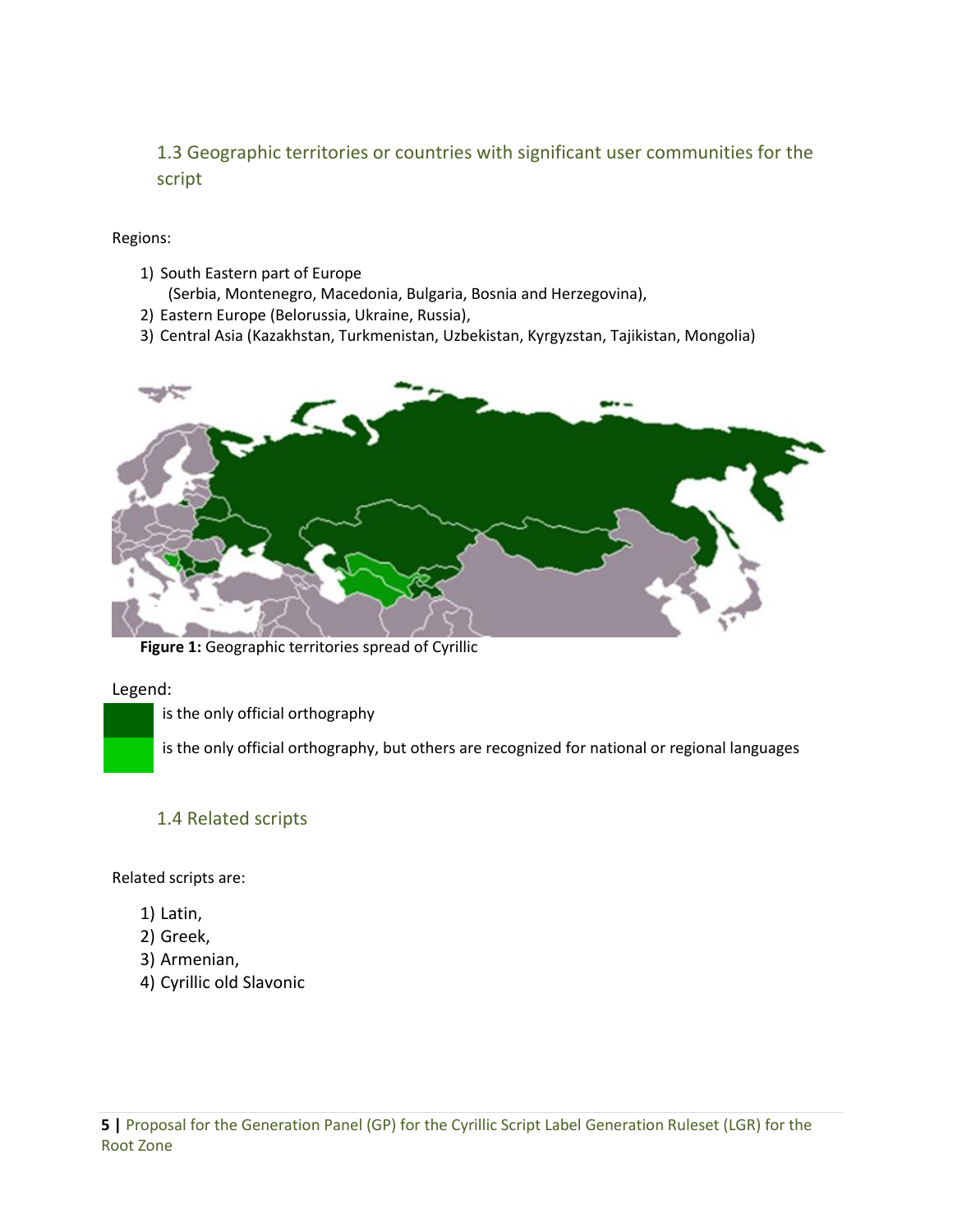### 1.3 Geographic territories or countries with significant user communities for the script

Regions:

1) South Eastern part of Europe
   (Serbia, Montenegro, Macedonia, Bulgaria, Bosnia and Herzegovina),
2) Eastern Europe (Belorussia, Ukraine, Russia),
3) Central Asia (Kazakhstan, Turkmenistan, Uzbekistan, Kyrgyzstan, Tajikistan, Mongolia)

**Figure 1:** Geographic territories spread of Cyrillic

Legend:

- is the only official orthography
- is the only official orthography, but others are recognized for national or regional languages

### 1.4 Related scripts

Related scripts are:

1) Latin,
2) Greek,
3) Armenian,
4) Cyrillic old Slavonic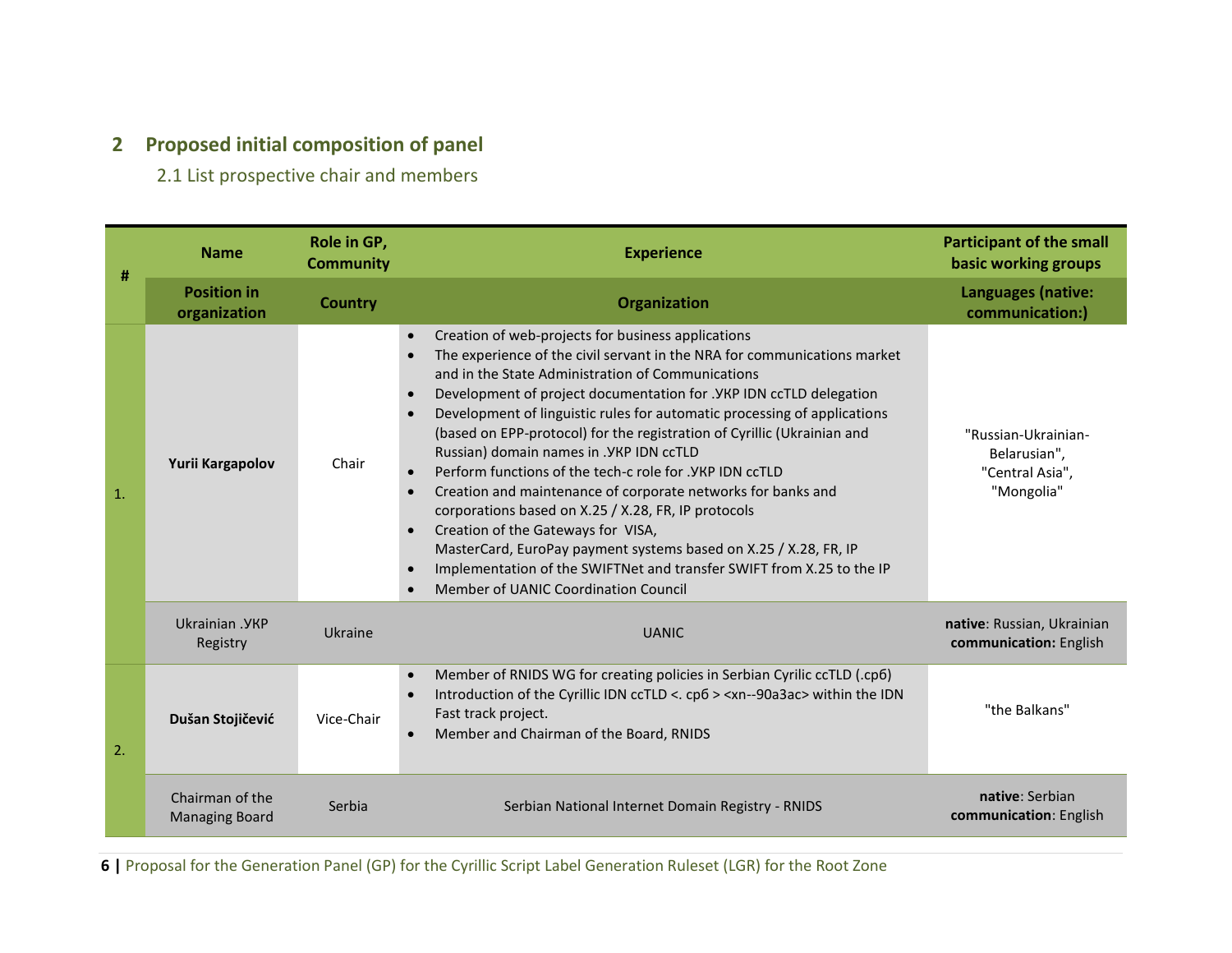## 2 Proposed initial composition of panel

### 2.1 List prospective chair and members

| # | Name | Role in GP, Community | Experience | Participant of the small basic working groups |
|---|---|---|---|---|
| | **Position in organization** | **Country** | **Organization** | **Languages (native: communication:)** |
| 1. | **Yurii Kargapolov** | Chair | • Creation of web-projects for business applications<br>• The experience of the civil servant in the NRA for communications market and in the State Administration of Communications<br>• Development of project documentation for .УКР IDN ccTLD delegation<br>• Development of linguistic rules for automatic processing of applications (based on EPP-protocol) for the registration of Cyrillic (Ukrainian and Russian) domain names in .УКР IDN ccTLD<br>• Perform functions of the tech-c role for .УКР IDN ccTLD<br>• Creation and maintenance of corporate networks for banks and corporations based on X.25 / X.28, FR, IP protocols<br>• Creation of the Gateways for VISA, MasterCard, EuroPay payment systems based on X.25 / X.28, FR, IP<br>• Implementation of the SWIFTNet and transfer SWIFT from X.25 to the IP<br>• Member of UANIC Coordination Council | "Russian-Ukrainian-Belarusian", "Central Asia", "Mongolia" |
| | Ukrainian .УКР Registry | Ukraine | UANIC | **native**: Russian, Ukrainian<br>**communication:** English |
| 2. | **Dušan Stojičević** | Vice-Chair | • Member of RNIDS WG for creating policies in Serbian Cyrilic ccTLD (.срб)<br>• Introduction of the Cyrillic IDN ccTLD <. срб > <xn--90a3ac> within the IDN Fast track project.<br>• Member and Chairman of the Board, RNIDS | "the Balkans" |
| | Chairman of the Managing Board | Serbia | Serbian National Internet Domain Registry - RNIDS | **native**: Serbian<br>**communication**: English |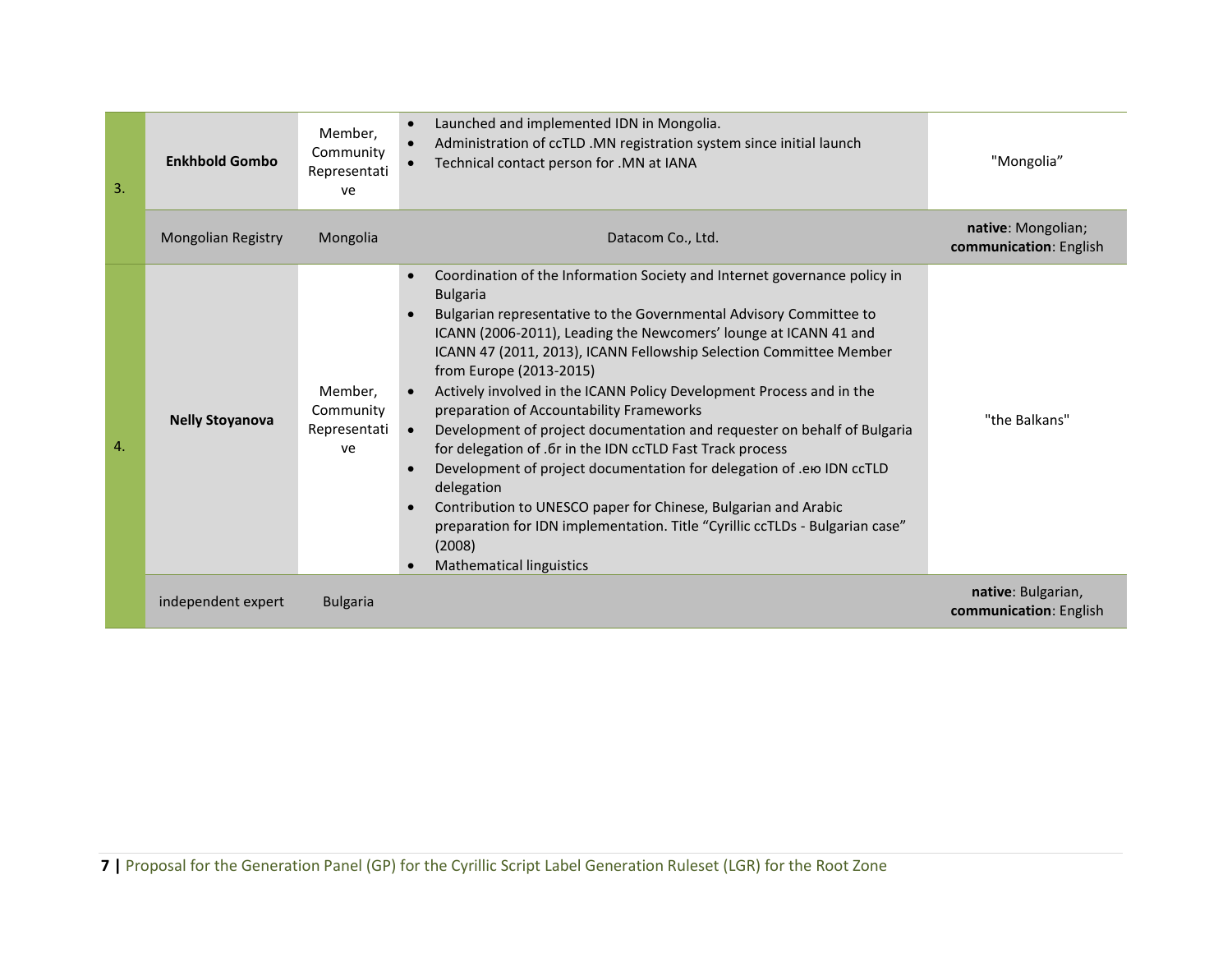| | | | | |
|---|---|---|---|---|
| 3. | **Enkhbold Gombo** | Member, Community Representative | • Launched and implemented IDN in Mongolia.<br>• Administration of ccTLD .MN registration system since initial launch<br>• Technical contact person for .MN at IANA | "Mongolia" |
| | Mongolian Registry | Mongolia | Datacom Co., Ltd. | **native**: Mongolian; **communication**: English |
| 4. | **Nelly Stoyanova** | Member, Community Representative | • Coordination of the Information Society and Internet governance policy in Bulgaria<br>• Bulgarian representative to the Governmental Advisory Committee to ICANN (2006-2011), Leading the Newcomers' lounge at ICANN 41 and ICANN 47 (2011, 2013), ICANN Fellowship Selection Committee Member from Europe (2013-2015)<br>• Actively involved in the ICANN Policy Development Process and in the preparation of Accountability Frameworks<br>• Development of project documentation and requester on behalf of Bulgaria for delegation of .бг in the IDN ccTLD Fast Track process<br>• Development of project documentation for delegation of .ею IDN ccTLD delegation<br>• Contribution to UNESCO paper for Chinese, Bulgarian and Arabic preparation for IDN implementation. Title "Cyrillic ccTLDs - Bulgarian case" (2008)<br>• Mathematical linguistics | "the Balkans" |
| | independent expert | Bulgaria | | **native**: Bulgarian, **communication**: English |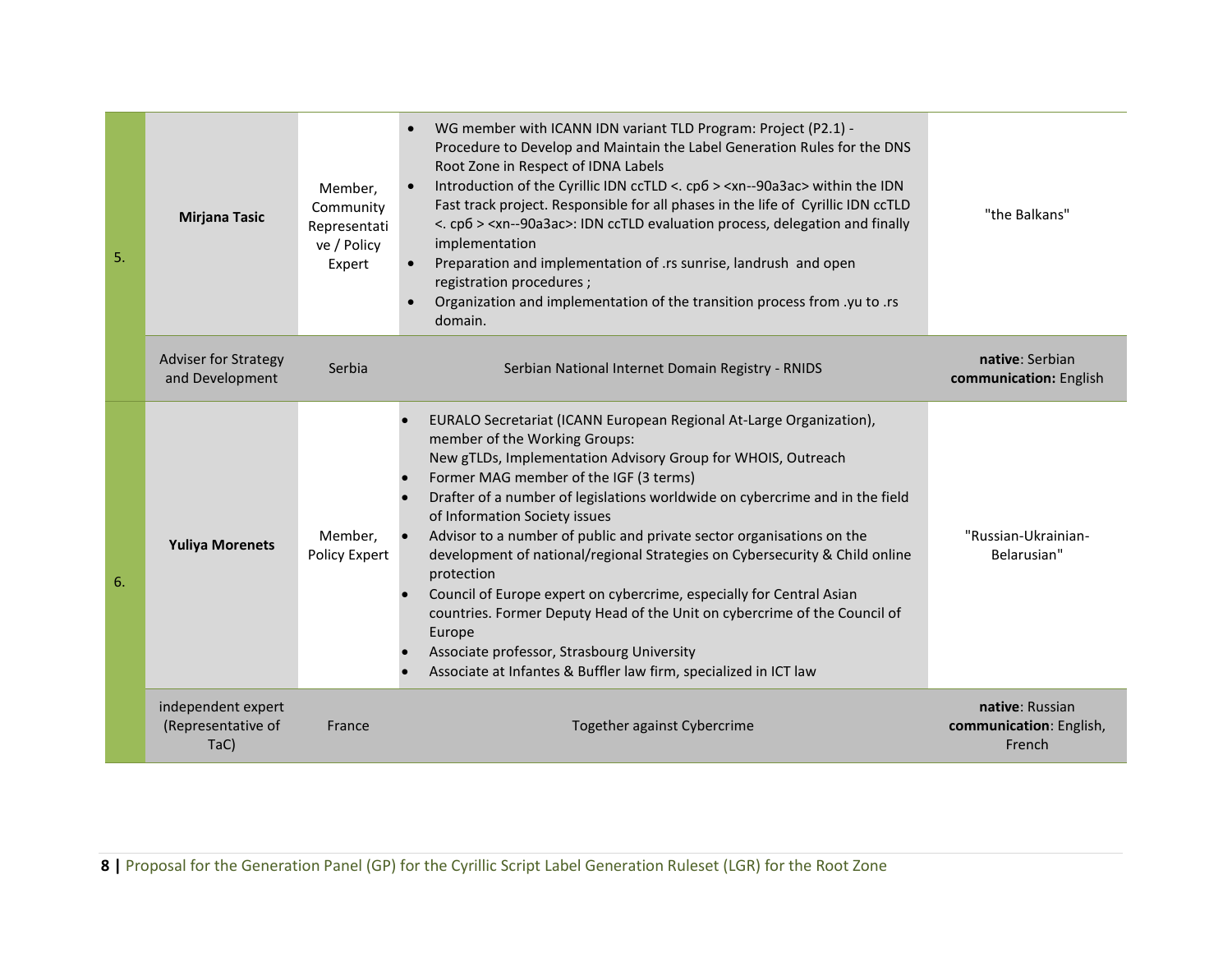| 5. | **Mirjana Tasic** | Member, Community Representative / Policy Expert | • WG member with ICANN IDN variant TLD Program: Project (P2.1) - Procedure to Develop and Maintain the Label Generation Rules for the DNS Root Zone in Respect of IDNA Labels<br>• Introduction of the Cyrillic IDN ccTLD <. срб > <xn--90a3ac> within the IDN Fast track project. Responsible for all phases in the life of Cyrillic IDN ccTLD <. срб > <xn--90a3ac>: IDN ccTLD evaluation process, delegation and finally implementation<br>• Preparation and implementation of .rs sunrise, landrush and open registration procedures ;<br>• Organization and implementation of the transition process from .yu to .rs domain. | "the Balkans" |
|---|---|---|---|---|
| | Adviser for Strategy and Development | Serbia | Serbian National Internet Domain Registry - RNIDS | **native**: Serbian<br>**communication:** English |
| 6. | **Yuliya Morenets** | Member, Policy Expert | • EURALO Secretariat (ICANN European Regional At-Large Organization), member of the Working Groups: New gTLDs, Implementation Advisory Group for WHOIS, Outreach<br>• Former MAG member of the IGF (3 terms)<br>• Drafter of a number of legislations worldwide on cybercrime and in the field of Information Society issues<br>• Advisor to a number of public and private sector organisations on the development of national/regional Strategies on Cybersecurity & Child online protection<br>• Council of Europe expert on cybercrime, especially for Central Asian countries. Former Deputy Head of the Unit on cybercrime of the Council of Europe<br>• Associate professor, Strasbourg University<br>• Associate at Infantes & Buffler law firm, specialized in ICT law | "Russian-Ukrainian-Belarusian" |
| | independent expert (Representative of TaC) | France | Together against Cybercrime | **native**: Russian<br>**communication**: English, French |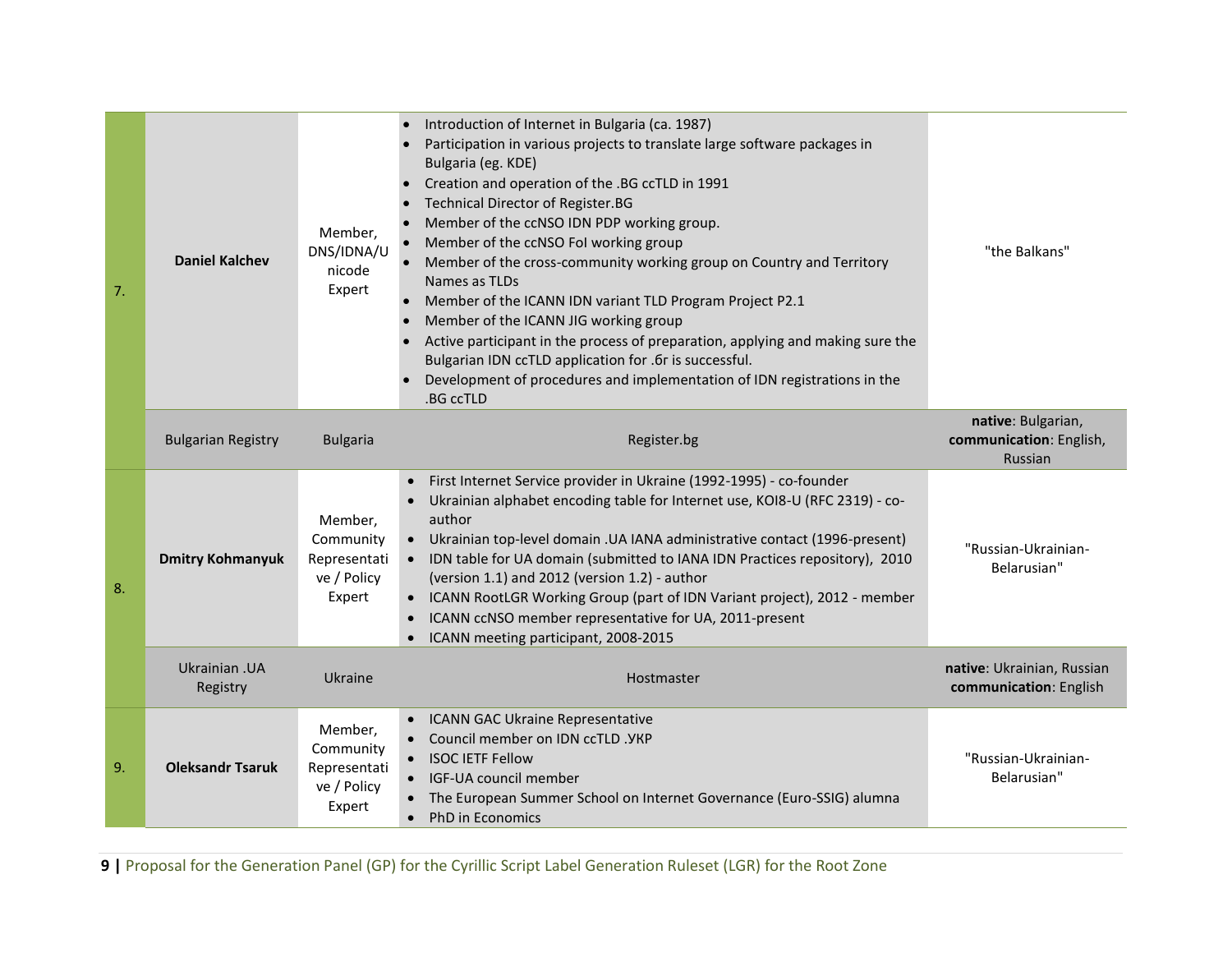| | | | | |
|---|---|---|---|---|
| 7. | **Daniel Kalchev** | Member, DNS/IDNA/Unicode Expert | • Introduction of Internet in Bulgaria (ca. 1987)<br>• Participation in various projects to translate large software packages in Bulgaria (eg. KDE)<br>• Creation and operation of the .BG ccTLD in 1991<br>• Technical Director of Register.BG<br>• Member of the ccNSO IDN PDP working group.<br>• Member of the ccNSO FoI working group<br>• Member of the cross-community working group on Country and Territory Names as TLDs<br>• Member of the ICANN IDN variant TLD Program Project P2.1<br>• Member of the ICANN JIG working group<br>• Active participant in the process of preparation, applying and making sure the Bulgarian IDN ccTLD application for .бг is successful.<br>• Development of procedures and implementation of IDN registrations in the .BG ccTLD | "the Balkans" |
| | Bulgarian Registry | Bulgaria | Register.bg | **native**: Bulgarian, **communication**: English, Russian |
| 8. | **Dmitry Kohmanyuk** | Member, Community Representative / Policy Expert | • First Internet Service provider in Ukraine (1992-1995) - co-founder<br>• Ukrainian alphabet encoding table for Internet use, KOI8-U (RFC 2319) - co-author<br>• Ukrainian top-level domain .UA IANA administrative contact (1996-present)<br>• IDN table for UA domain (submitted to IANA IDN Practices repository), 2010 (version 1.1) and 2012 (version 1.2) - author<br>• ICANN RootLGR Working Group (part of IDN Variant project), 2012 - member<br>• ICANN ccNSO member representative for UA, 2011-present<br>• ICANN meeting participant, 2008-2015 | "Russian-Ukrainian-Belarusian" |
| | Ukrainian .UA Registry | Ukraine | Hostmaster | **native**: Ukrainian, Russian **communication**: English |
| 9. | **Oleksandr Tsaruk** | Member, Community Representative / Policy Expert | • ICANN GAC Ukraine Representative<br>• Council member on IDN ccTLD .УКР<br>• ISOC IETF Fellow<br>• IGF-UA council member<br>• The European Summer School on Internet Governance (Euro-SSIG) alumna<br>• PhD in Economics | "Russian-Ukrainian-Belarusian" |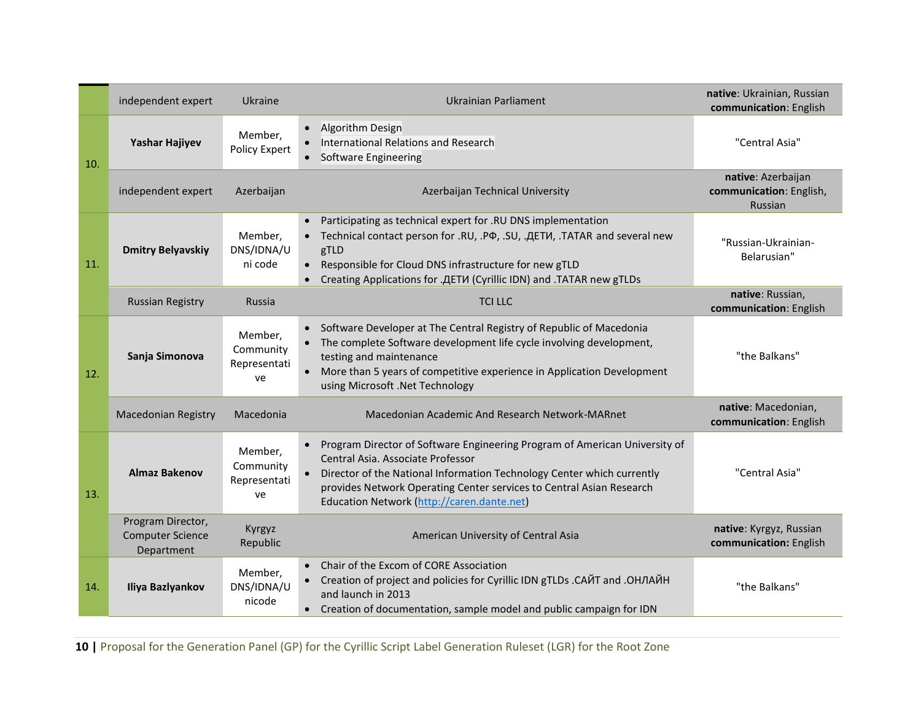| | | | | |
|---|---|---|---|---|
| | independent expert | Ukraine | Ukrainian Parliament | **native**: Ukrainian, Russian **communication**: English |
| 10. | **Yashar Hajiyev** | Member, Policy Expert | • Algorithm Design<br>• International Relations and Research<br>• Software Engineering | "Central Asia" |
| | independent expert | Azerbaijan | Azerbaijan Technical University | **native**: Azerbaijan **communication**: English, Russian |
| 11. | **Dmitry Belyavskiy** | Member, DNS/IDNA/Uni code | • Participating as technical expert for .RU DNS implementation<br>• Technical contact person for .RU, .РФ, .SU, .ДЕТИ, .TATAR and several new gTLD<br>• Responsible for Cloud DNS infrastructure for new gTLD<br>• Creating Applications for .ДЕТИ (Cyrillic IDN) and .TATAR new gTLDs | "Russian-Ukrainian-Belarusian" |
| | Russian Registry | Russia | TCI LLC | **native**: Russian, **communication**: English |
| 12. | **Sanja Simonova** | Member, Community Representative | • Software Developer at The Central Registry of Republic of Macedonia<br>• The complete Software development life cycle involving development, testing and maintenance<br>• More than 5 years of competitive experience in Application Development using Microsoft .Net Technology | "the Balkans" |
| | Macedonian Registry | Macedonia | Macedonian Academic And Research Network-MARnet | **native**: Macedonian, **communication**: English |
| 13. | **Almaz Bakenov** | Member, Community Representative | • Program Director of Software Engineering Program of American University of Central Asia. Associate Professor<br>• Director of the National Information Technology Center which currently provides Network Operating Center services to Central Asian Research Education Network (http://caren.dante.net) | "Central Asia" |
| | Program Director, Computer Science Department | Kyrgyz Republic | American University of Central Asia | **native**: Kyrgyz, Russian **communication:** English |
| 14. | **Iliya Bazlyankov** | Member, DNS/IDNA/Unicode | • Chair of the Excom of CORE Association<br>• Creation of project and policies for Cyrillic IDN gTLDs .САЙТ and .ОНЛАЙН and launch in 2013<br>• Creation of documentation, sample model and public campaign for IDN | "the Balkans" |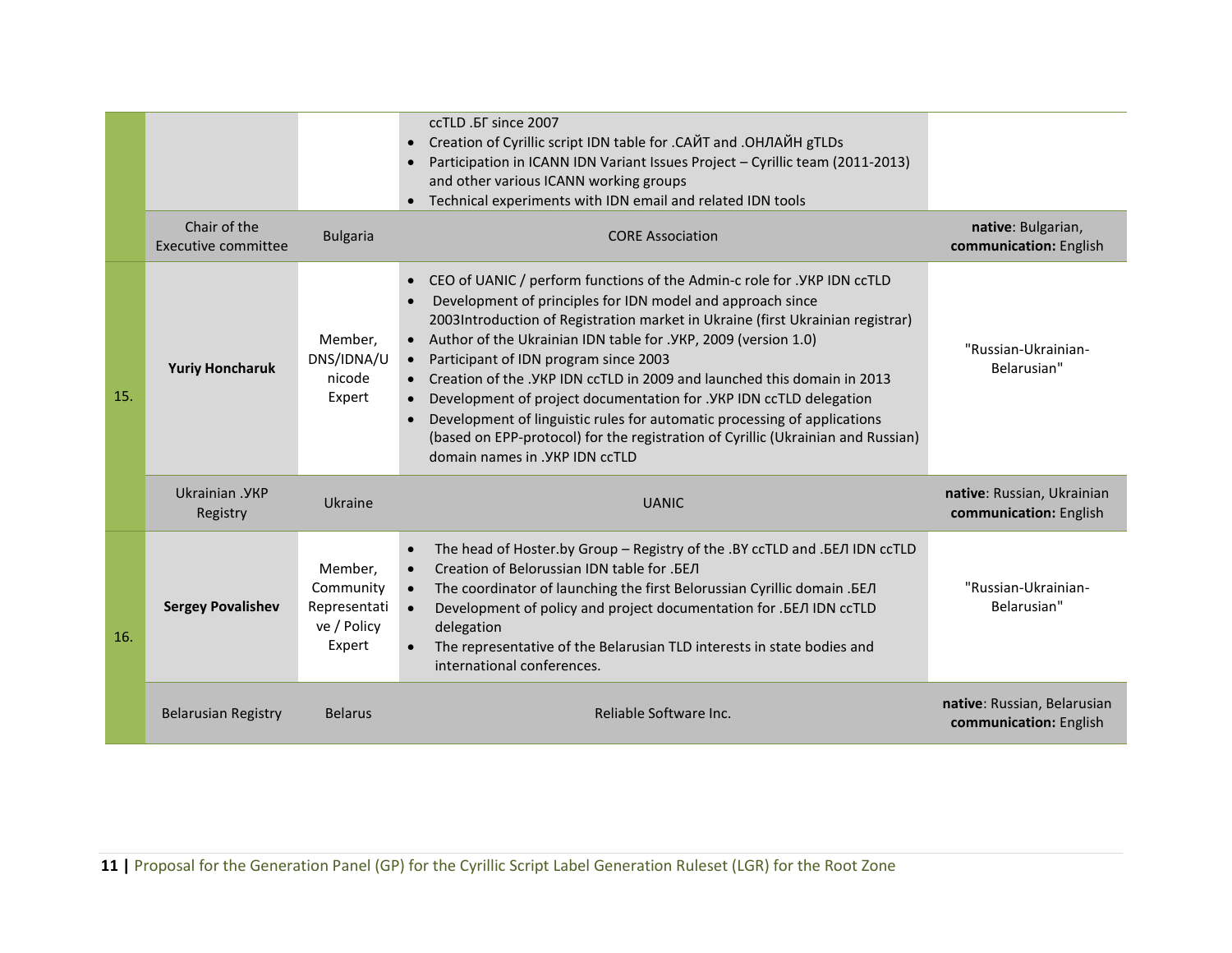| | | | | |
|---|---|---|---|---|
| | | | ccTLD .БГ since 2007<br>• Creation of Cyrillic script IDN table for .САЙТ and .ОНЛАЙН gTLDs<br>• Participation in ICANN IDN Variant Issues Project – Cyrillic team (2011-2013) and other various ICANN working groups<br>• Technical experiments with IDN email and related IDN tools | |
| | Chair of the Executive committee | Bulgaria | CORE Association | **native**: Bulgarian, **communication:** English |
| 15. | **Yuriy Honcharuk** | Member, DNS/IDNA/Unicode Expert | • CEO of UANIC / perform functions of the Admin-c role for .УКР IDN ccTLD<br>• Development of principles for IDN model and approach since 2003Introduction of Registration market in Ukraine (first Ukrainian registrar)<br>• Author of the Ukrainian IDN table for .УКР, 2009 (version 1.0)<br>• Participant of IDN program since 2003<br>• Creation of the .УКР IDN ccTLD in 2009 and launched this domain in 2013<br>• Development of project documentation for .УКР IDN ccTLD delegation<br>• Development of linguistic rules for automatic processing of applications (based on EPP-protocol) for the registration of Cyrillic (Ukrainian and Russian) domain names in .УКР IDN ccTLD | "Russian-Ukrainian-Belarusian" |
| | Ukrainian .УКР Registry | Ukraine | UANIC | **native**: Russian, Ukrainian **communication:** English |
| 16. | **Sergey Povalishev** | Member, Community Representative / Policy Expert | • The head of Hoster.by Group – Registry of the .BY ccTLD and .БЕЛ IDN ccTLD<br>• Creation of Belorussian IDN table for .БЕЛ<br>• The coordinator of launching the first Belorussian Cyrillic domain .БЕЛ<br>• Development of policy and project documentation for .БЕЛ IDN ccTLD delegation<br>• The representative of the Belarusian TLD interests in state bodies and international conferences. | "Russian-Ukrainian-Belarusian" |
| | Belarusian Registry | Belarus | Reliable Software Inc. | **native**: Russian, Belarusian **communication:** English |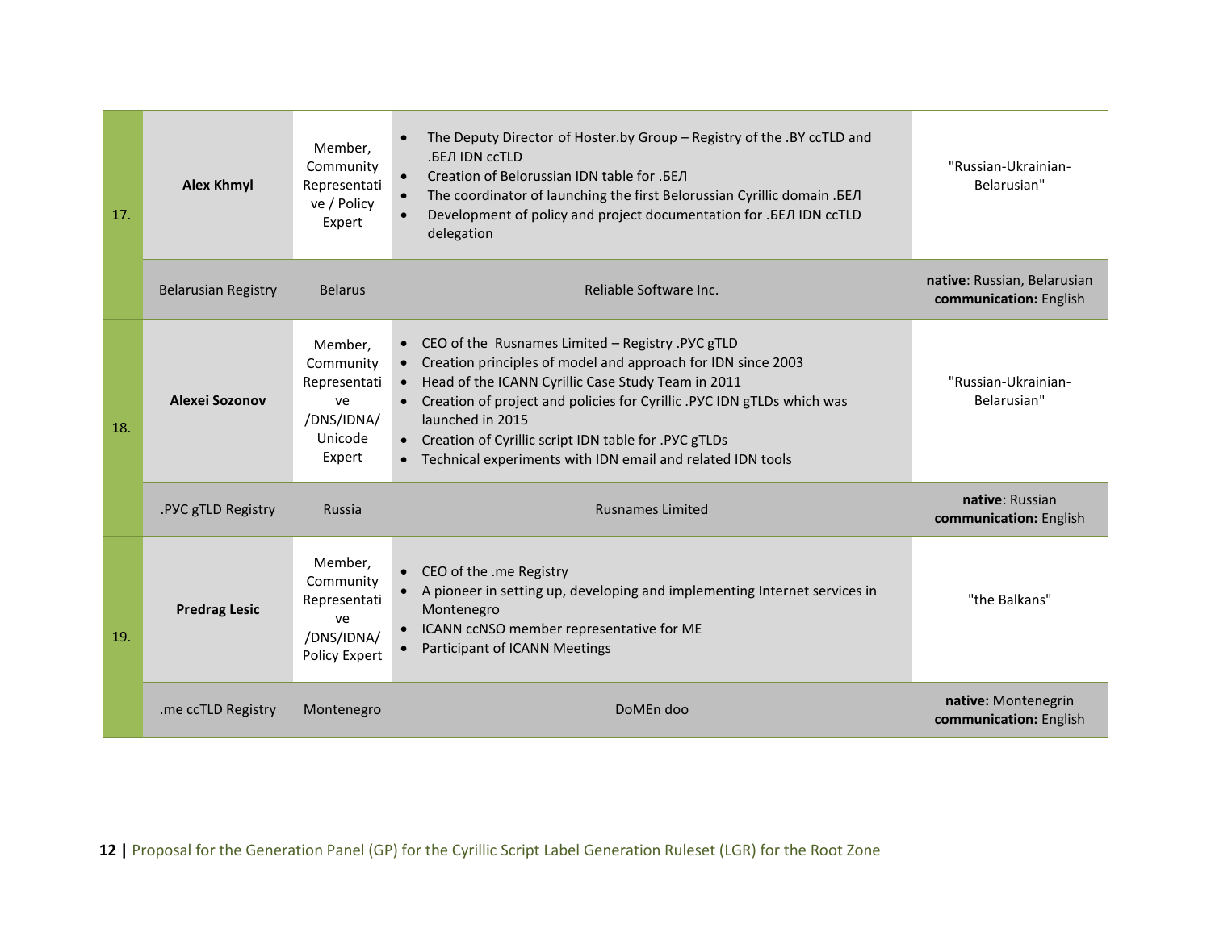| | | | | |
|---|---|---|---|---|
| 17. | **Alex Khmyl** | Member, Community Representative / Policy Expert | • The Deputy Director of Hoster.by Group – Registry of the .BY ccTLD and .БЕЛ IDN ccTLD<br>• Creation of Belorussian IDN table for .БЕЛ<br>• The coordinator of launching the first Belorussian Cyrillic domain .БЕЛ<br>• Development of policy and project documentation for .БЕЛ IDN ccTLD delegation | "Russian-Ukrainian-Belarusian" |
| | Belarusian Registry | Belarus | Reliable Software Inc. | **native**: Russian, Belarusian<br>**communication:** English |
| 18. | **Alexei Sozonov** | Member, Community Representative /DNS/IDNA/ Unicode Expert | • CEO of the Rusnames Limited – Registry .РУС gTLD<br>• Creation principles of model and approach for IDN since 2003<br>• Head of the ICANN Cyrillic Case Study Team in 2011<br>• Creation of project and policies for Cyrillic .РУС IDN gTLDs which was launched in 2015<br>• Creation of Cyrillic script IDN table for .РУС gTLDs<br>• Technical experiments with IDN email and related IDN tools | "Russian-Ukrainian-Belarusian" |
| | .РУС gTLD Registry | Russia | Rusnames Limited | **native**: Russian<br>**communication:** English |
| 19. | **Predrag Lesic** | Member, Community Representative /DNS/IDNA/ Policy Expert | • CEO of the .me Registry<br>• A pioneer in setting up, developing and implementing Internet services in Montenegro<br>• ICANN ccNSO member representative for ME<br>• Participant of ICANN Meetings | "the Balkans" |
| | .me ccTLD Registry | Montenegro | DoMEn doo | **native:** Montenegrin<br>**communication:** English |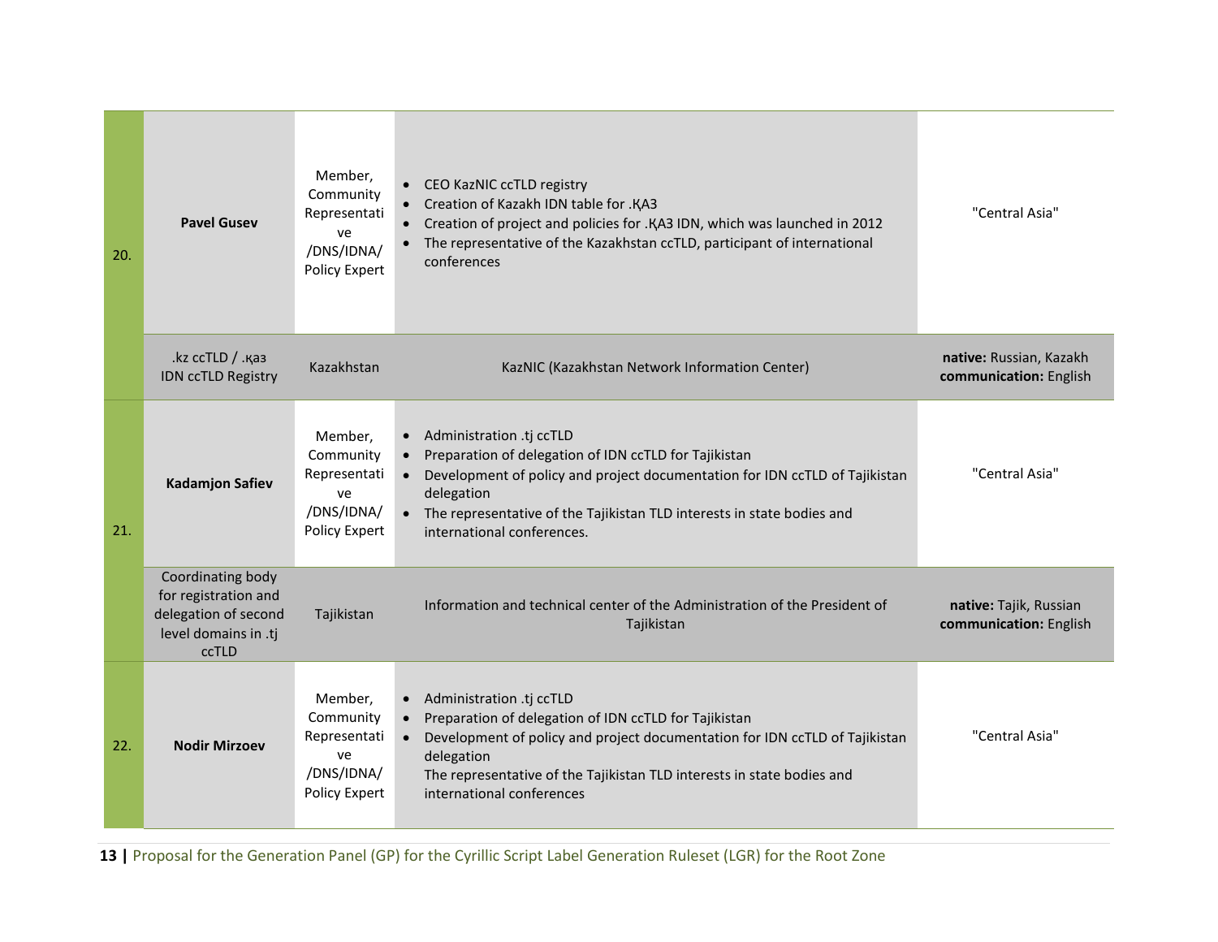| | | | | |
|---|---|---|---|---|
| 20. | **Pavel Gusev** | Member, Community Representative /DNS/IDNA/ Policy Expert | • CEO KazNIC ccTLD registry<br>• Creation of Kazakh IDN table for .ҚАЗ<br>• Creation of project and policies for .ҚАЗ IDN, which was launched in 2012<br>• The representative of the Kazakhstan ccTLD, participant of international conferences | "Central Asia" |
| | .kz ccTLD / .қаз IDN ccTLD Registry | Kazakhstan | KazNIC (Kazakhstan Network Information Center) | **native:** Russian, Kazakh **communication:** English |
| 21. | **Kadamjon Safiev** | Member, Community Representative /DNS/IDNA/ Policy Expert | • Administration .tj ccTLD<br>• Preparation of delegation of IDN ccTLD for Tajikistan<br>• Development of policy and project documentation for IDN ccTLD of Tajikistan delegation<br>• The representative of the Tajikistan TLD interests in state bodies and international conferences. | "Central Asia" |
| | Coordinating body for registration and delegation of second level domains in .tj ccTLD | Tajikistan | Information and technical center of the Administration of the President of Tajikistan | **native:** Tajik, Russian **communication:** English |
| 22. | **Nodir Mirzoev** | Member, Community Representative /DNS/IDNA/ Policy Expert | • Administration .tj ccTLD<br>• Preparation of delegation of IDN ccTLD for Tajikistan<br>• Development of policy and project documentation for IDN ccTLD of Tajikistan delegation<br>The representative of the Tajikistan TLD interests in state bodies and international conferences | "Central Asia" |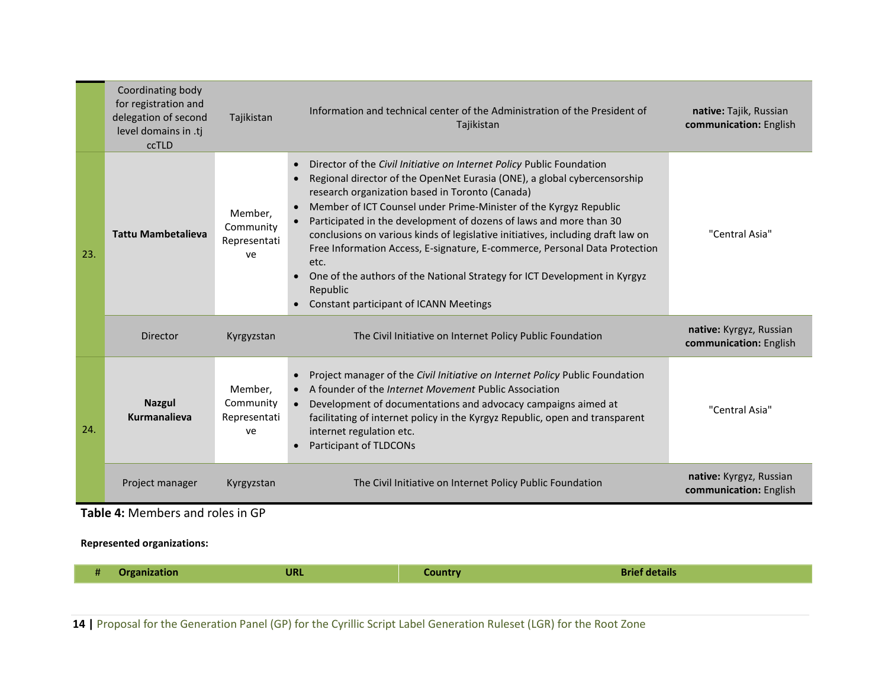| | | | | |
|---|---|---|---|---|
| | Coordinating body for registration and delegation of second level domains in .tj ccTLD | Tajikistan | Information and technical center of the Administration of the President of Tajikistan | **native:** Tajik, Russian **communication:** English |
| 23. | **Tattu Mambetalieva** | Member, Community Representative | • Director of the *Civil Initiative on Internet Policy* Public Foundation<br>• Regional director of the OpenNet Eurasia (ONE), a global cybercensorship research organization based in Toronto (Canada)<br>• Member of ICT Counsel under Prime-Minister of the Kyrgyz Republic<br>• Participated in the development of dozens of laws and more than 30 conclusions on various kinds of legislative initiatives, including draft law on Free Information Access, E-signature, E-commerce, Personal Data Protection etc.<br>• One of the authors of the National Strategy for ICT Development in Kyrgyz Republic<br>• Constant participant of ICANN Meetings | "Central Asia" |
| | Director | Kyrgyzstan | The Civil Initiative on Internet Policy Public Foundation | **native:** Kyrgyz, Russian **communication:** English |
| 24. | **Nazgul Kurmanalieva** | Member, Community Representative | • Project manager of the *Civil Initiative on Internet Policy* Public Foundation<br>• A founder of the *Internet Movement* Public Association<br>• Development of documentations and advocacy campaigns aimed at facilitating of internet policy in the Kyrgyz Republic, open and transparent internet regulation etc.<br>• Participant of TLDCONs | "Central Asia" |
| | Project manager | Kyrgyzstan | The Civil Initiative on Internet Policy Public Foundation | **native:** Kyrgyz, Russian **communication:** English |

**Table 4:** Members and roles in GP

**Represented organizations:**

| # | Organization | URL | Country | Brief details |
|---|---|---|---|---|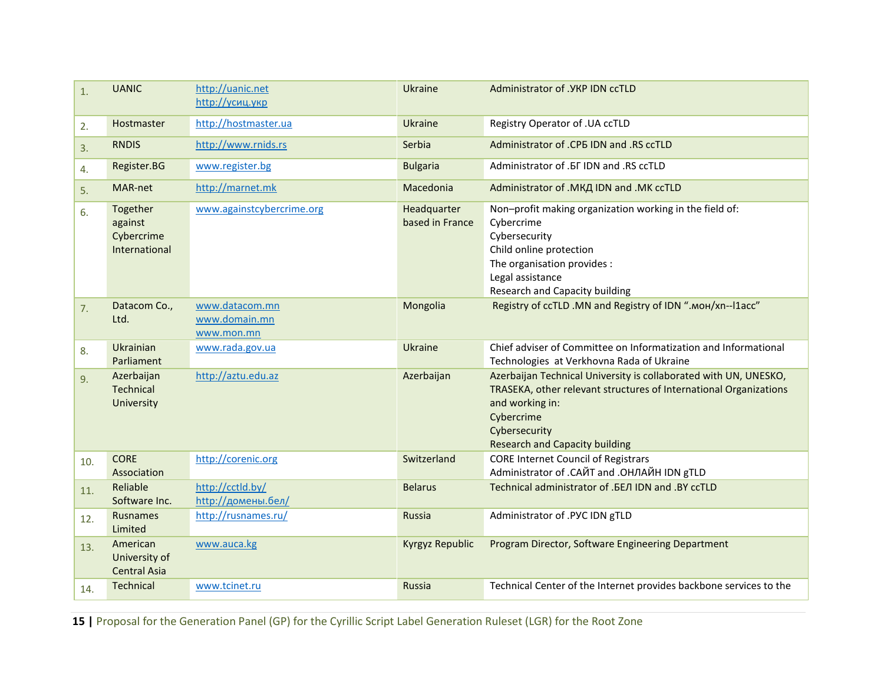| 1. | UANIC | http://uanic.net<br>http://усиц.укр | Ukraine | Administrator of .УКР IDN ccTLD |
|---|---|---|---|---|
| 2. | Hostmaster | http://hostmaster.ua | Ukraine | Registry Operator of .UA ccTLD |
| 3. | RNDIS | http://www.rnids.rs | Serbia | Administrator of .СРБ IDN and .RS ccTLD |
| 4. | Register.BG | www.register.bg | Bulgaria | Administrator of .БГ IDN and .RS ccTLD |
| 5. | MAR-net | http://marnet.mk | Macedonia | Administrator of .МКД IDN and .MK ccTLD |
| 6. | Together against Cybercrime International | www.againstcybercrime.org | Headquarter based in France | Non–profit making organization working in the field of:<br>Cybercrime<br>Cybersecurity<br>Child online protection<br>The organisation provides :<br>Legal assistance<br>Research and Capacity building |
| 7. | Datacom Co., Ltd. | www.datacom.mn<br>www.domain.mn<br>www.mon.mn | Mongolia | Registry of ccTLD .MN and Registry of IDN ".мон/xn--l1acc" |
| 8. | Ukrainian Parliament | www.rada.gov.ua | Ukraine | Chief adviser of Committee on Informatization and Informational Technologies at Verkhovna Rada of Ukraine |
| 9. | Azerbaijan Technical University | http://aztu.edu.az | Azerbaijan | Azerbaijan Technical University is collaborated with UN, UNESKO, TRASEKA, other relevant structures of International Organizations and working in:<br>Cybercrime<br>Cybersecurity<br>Research and Capacity building |
| 10. | CORE Association | http://corenic.org | Switzerland | CORE Internet Council of Registrars<br>Administrator of .САЙТ and .ОНЛАЙН IDN gTLD |
| 11. | Reliable Software Inc. | http://cctld.by/<br>http://домены.бел/ | Belarus | Technical administrator of .БЕЛ IDN and .BY ccTLD |
| 12. | Rusnames Limited | http://rusnames.ru/ | Russia | Administrator of .РУС IDN gTLD |
| 13. | American University of Central Asia | www.auca.kg | Kyrgyz Republic | Program Director, Software Engineering Department |
| 14. | Technical | www.tcinet.ru | Russia | Technical Center of the Internet provides backbone services to the |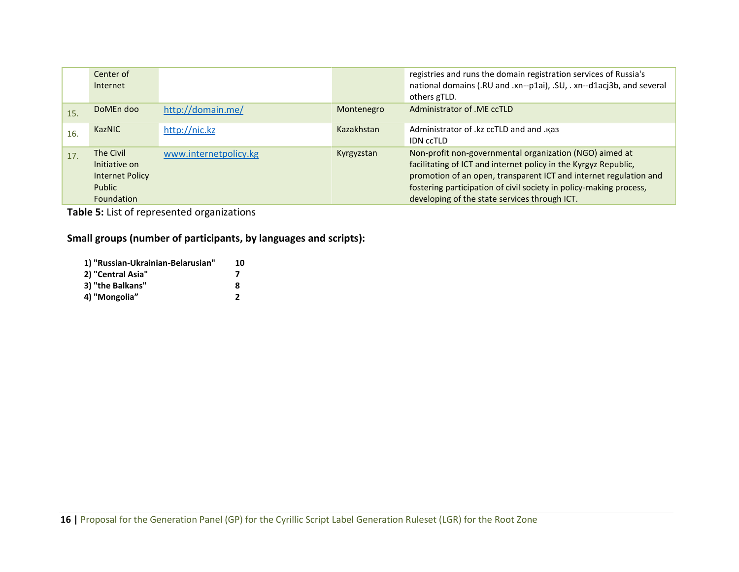| | | | | |
|---|---|---|---|---|
| | Center of Internet | | | registries and runs the domain registration services of Russia's national domains (.RU and .xn--p1ai), .SU, . xn--d1acj3b, and several others gTLD. |
| 15. | DoMEn doo | http://domain.me/ | Montenegro | Administrator of .ME ccTLD |
| 16. | KazNIC | http://nic.kz | Kazakhstan | Administrator of .kz ccTLD and and .қаз IDN ccTLD |
| 17. | The Civil Initiative on Internet Policy Public Foundation | www.internetpolicy.kg | Kyrgyzstan | Non-profit non-governmental organization (NGO) aimed at facilitating of ICT and internet policy in the Kyrgyz Republic, promotion of an open, transparent ICT and internet regulation and fostering participation of civil society in policy-making process, developing of the state services through ICT. |

**Table 5:** List of represented organizations

**Small groups (number of participants, by languages and scripts):**

| | |
|---|---|
| **1) "Russian-Ukrainian-Belarusian"** | **10** |
| **2) "Central Asia"** | **7** |
| **3) "the Balkans"** | **8** |
| **4) "Mongolia"** | **2** |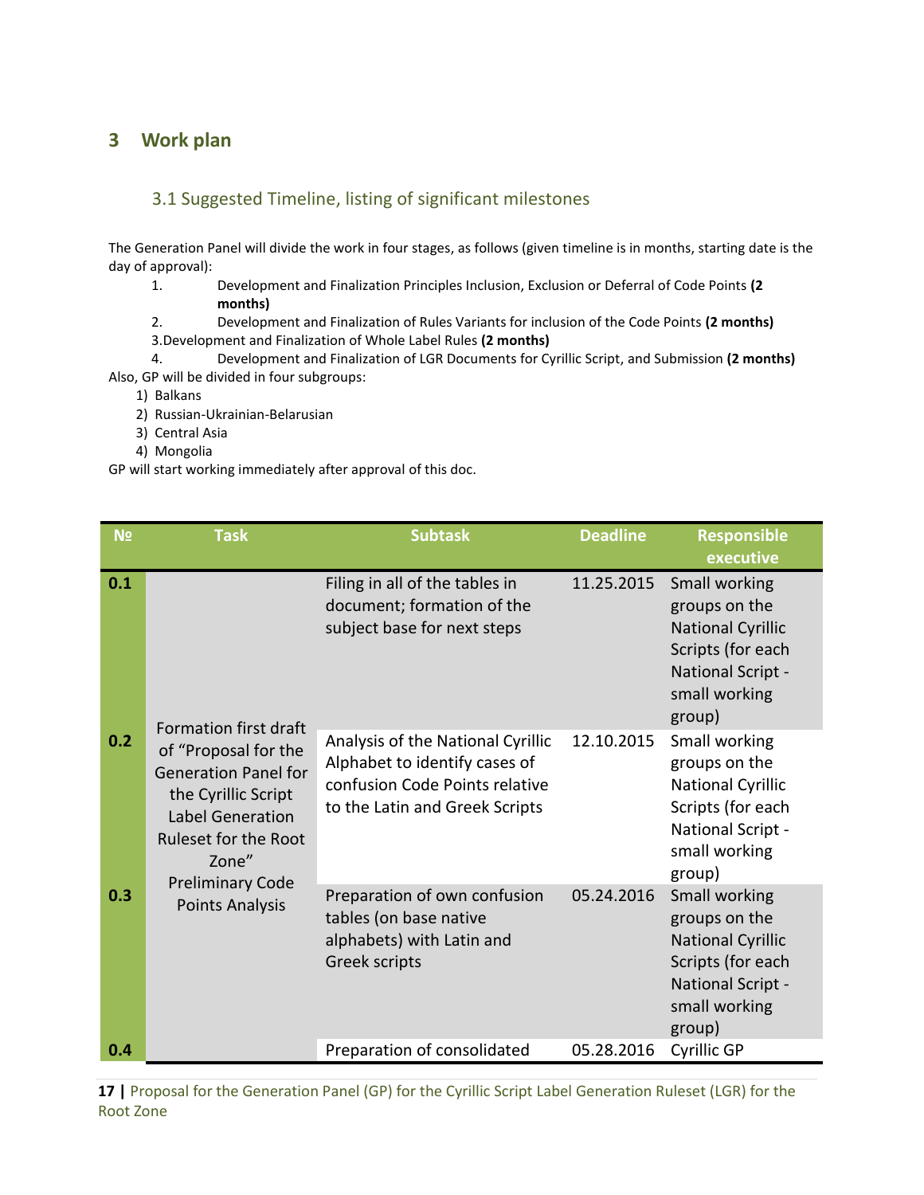# 3 Work plan

## 3.1 Suggested Timeline, listing of significant milestones

The Generation Panel will divide the work in four stages, as follows (given timeline is in months, starting date is the day of approval):

1. Development and Finalization Principles Inclusion, Exclusion or Deferral of Code Points **(2 months)**
2. Development and Finalization of Rules Variants for inclusion of the Code Points **(2 months)**
3. Development and Finalization of Whole Label Rules **(2 months)**
4. Development and Finalization of LGR Documents for Cyrillic Script, and Submission **(2 months)**

Also, GP will be divided in four subgroups:

1) Balkans
2) Russian-Ukrainian-Belarusian
3) Central Asia
4) Mongolia

GP will start working immediately after approval of this doc.

| № | Task | Subtask | Deadline | Responsible executive |
|---|---|---|---|---|
| 0.1 | Formation first draft of "Proposal for the Generation Panel for the Cyrillic Script Label Generation Ruleset for the Root Zone" Preliminary Code Points Analysis | Filing in all of the tables in document; formation of the subject base for next steps | 11.25.2015 | Small working groups on the National Cyrillic Scripts (for each National Script - small working group) |
| 0.2 | | Analysis of the National Cyrillic Alphabet to identify cases of confusion Code Points relative to the Latin and Greek Scripts | 12.10.2015 | Small working groups on the National Cyrillic Scripts (for each National Script - small working group) |
| 0.3 | | Preparation of own confusion tables (on base native alphabets) with Latin and Greek scripts | 05.24.2016 | Small working groups on the National Cyrillic Scripts (for each National Script - small working group) |
| 0.4 | | Preparation of consolidated | 05.28.2016 | Cyrillic GP |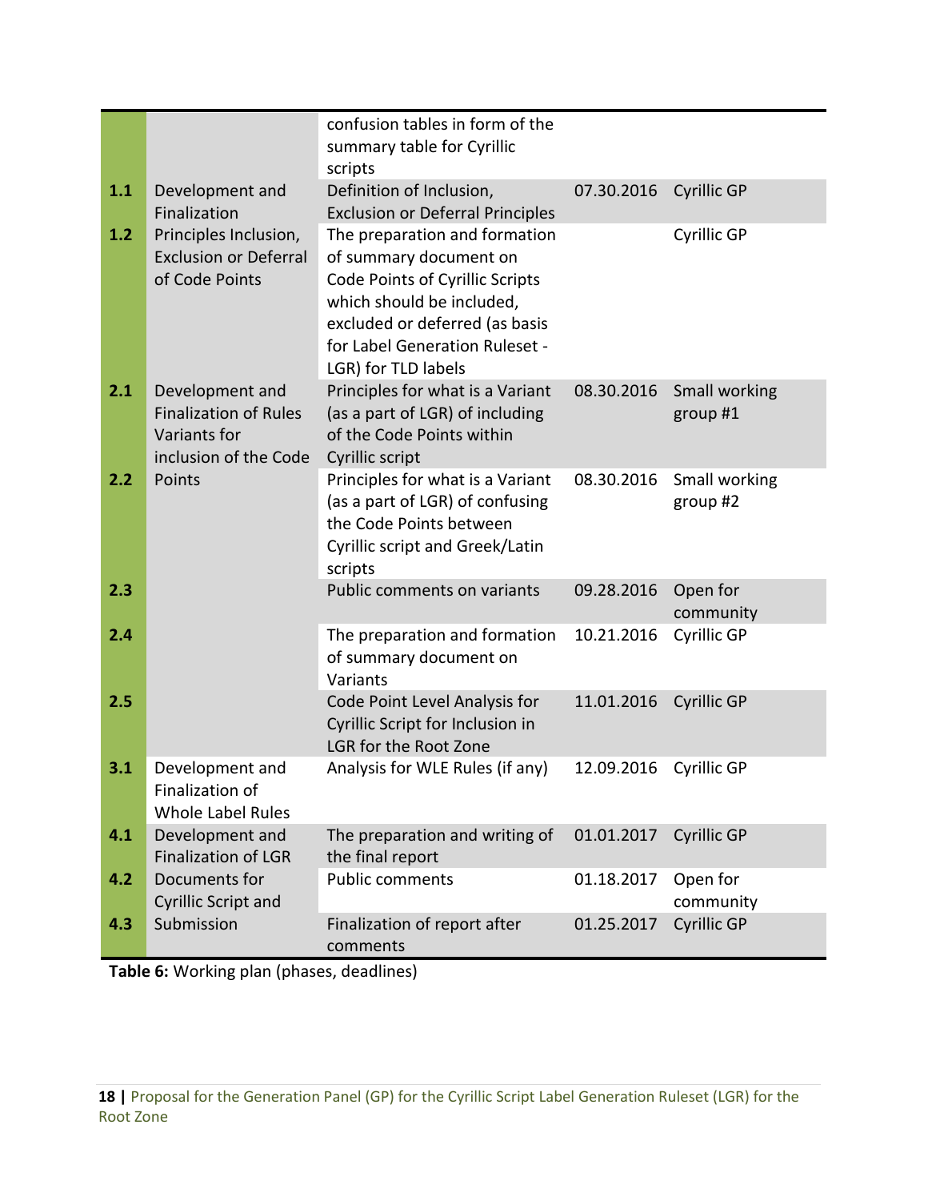| | | | | |
|---|---|---|---|---|
| | | confusion tables in form of the summary table for Cyrillic scripts | | |
| **1.1** | Development and Finalization Principles Inclusion, Exclusion or Deferral of Code Points | Definition of Inclusion, Exclusion or Deferral Principles | 07.30.2016 | Cyrillic GP |
| **1.2** | | The preparation and formation of summary document on Code Points of Cyrillic Scripts which should be included, excluded or deferred (as basis for Label Generation Ruleset - LGR) for TLD labels | | Cyrillic GP |
| **2.1** | Development and Finalization of Rules Variants for inclusion of the Code Points | Principles for what is a Variant (as a part of LGR) of including of the Code Points within Cyrillic script | 08.30.2016 | Small working group #1 |
| **2.2** | | Principles for what is a Variant (as a part of LGR) of confusing the Code Points between Cyrillic script and Greek/Latin scripts | 08.30.2016 | Small working group #2 |
| **2.3** | | Public comments on variants | 09.28.2016 | Open for community |
| **2.4** | | The preparation and formation of summary document on Variants | 10.21.2016 | Cyrillic GP |
| **2.5** | | Code Point Level Analysis for Cyrillic Script for Inclusion in LGR for the Root Zone | 11.01.2016 | Cyrillic GP |
| **3.1** | Development and Finalization of Whole Label Rules | Analysis for WLE Rules (if any) | 12.09.2016 | Cyrillic GP |
| **4.1** | Development and Finalization of LGR Documents for Cyrillic Script and Submission | The preparation and writing of the final report | 01.01.2017 | Cyrillic GP |
| **4.2** | | Public comments | 01.18.2017 | Open for community |
| **4.3** | | Finalization of report after comments | 01.25.2017 | Cyrillic GP |

**Table 6:** Working plan (phases, deadlines)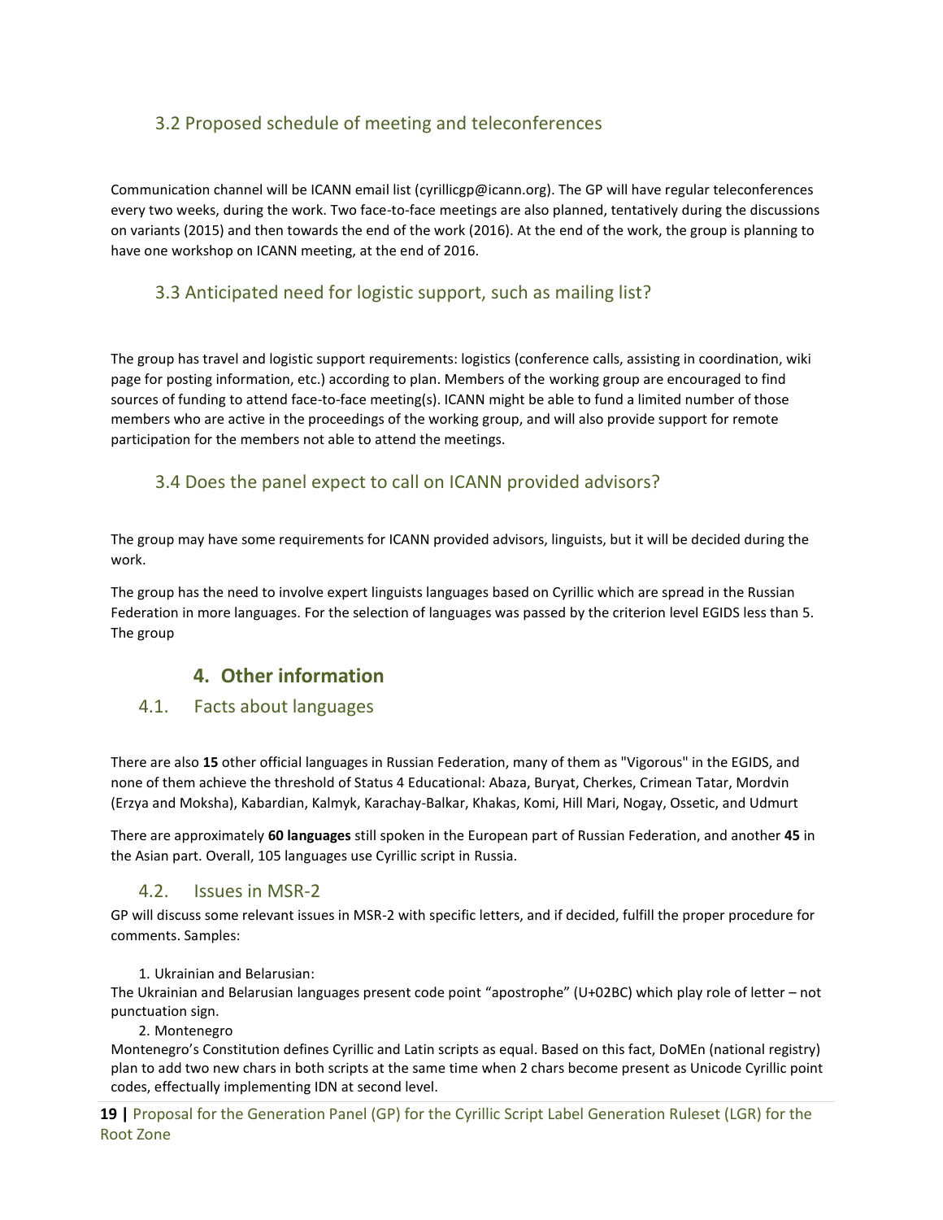## 3.2 Proposed schedule of meeting and teleconferences

Communication channel will be ICANN email list (cyrillicgp@icann.org). The GP will have regular teleconferences every two weeks, during the work. Two face-to-face meetings are also planned, tentatively during the discussions on variants (2015) and then towards the end of the work (2016). At the end of the work, the group is planning to have one workshop on ICANN meeting, at the end of 2016.

## 3.3 Anticipated need for logistic support, such as mailing list?

The group has travel and logistic support requirements: logistics (conference calls, assisting in coordination, wiki page for posting information, etc.) according to plan. Members of the working group are encouraged to find sources of funding to attend face-to-face meeting(s). ICANN might be able to fund a limited number of those members who are active in the proceedings of the working group, and will also provide support for remote participation for the members not able to attend the meetings.

## 3.4 Does the panel expect to call on ICANN provided advisors?

The group may have some requirements for ICANN provided advisors, linguists, but it will be decided during the work.

The group has the need to involve expert linguists languages based on Cyrillic which are spread in the Russian Federation in more languages. For the selection of languages was passed by the criterion level EGIDS less than 5. The group

# 4. Other information

## 4.1. Facts about languages

There are also **15** other official languages in Russian Federation, many of them as "Vigorous" in the EGIDS, and none of them achieve the threshold of Status 4 Educational: Abaza, Buryat, Cherkes, Crimean Tatar, Mordvin (Erzya and Moksha), Kabardian, Kalmyk, Karachay-Balkar, Khakas, Komi, Hill Mari, Nogay, Ossetic, and Udmurt

There are approximately **60 languages** still spoken in the European part of Russian Federation, and another **45** in the Asian part. Overall, 105 languages use Cyrillic script in Russia.

## 4.2. Issues in MSR-2

GP will discuss some relevant issues in MSR-2 with specific letters, and if decided, fulfill the proper procedure for comments. Samples:

1. Ukrainian and Belarusian:

The Ukrainian and Belarusian languages present code point “apostrophe” (U+02BC) which play role of letter – not punctuation sign.

2. Montenegro

Montenegro’s Constitution defines Cyrillic and Latin scripts as equal. Based on this fact, DoMEn (national registry) plan to add two new chars in both scripts at the same time when 2 chars become present as Unicode Cyrillic point codes, effectually implementing IDN at second level.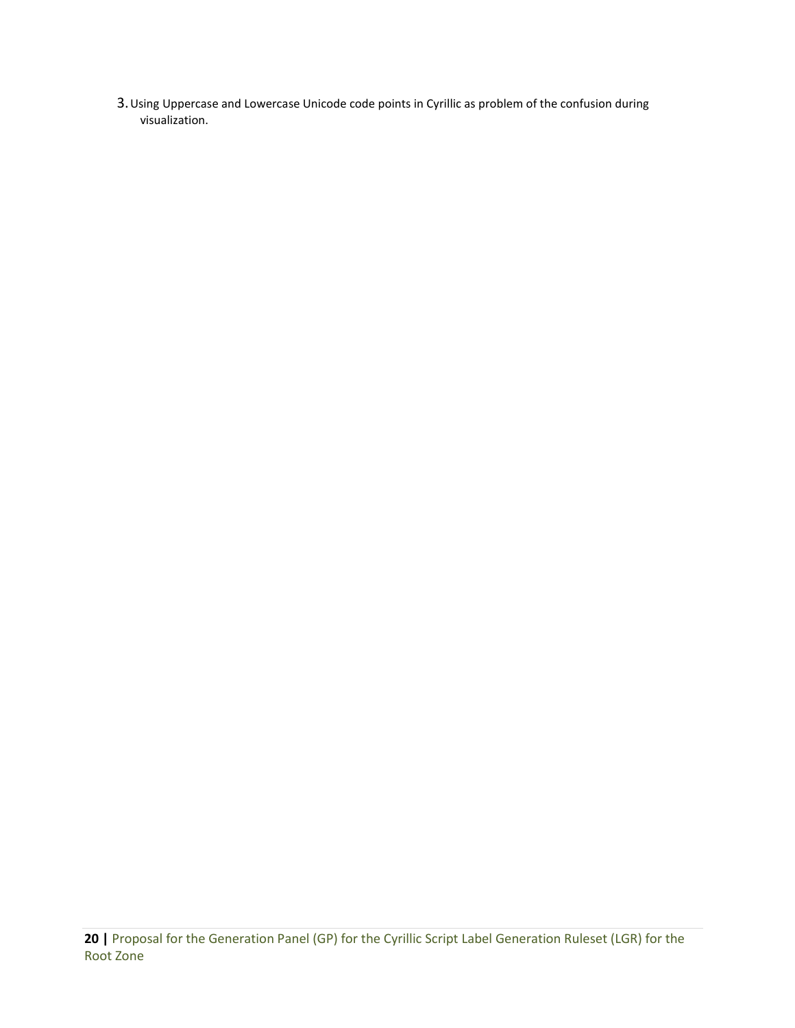3. Using Uppercase and Lowercase Unicode code points in Cyrillic as problem of the confusion during visualization.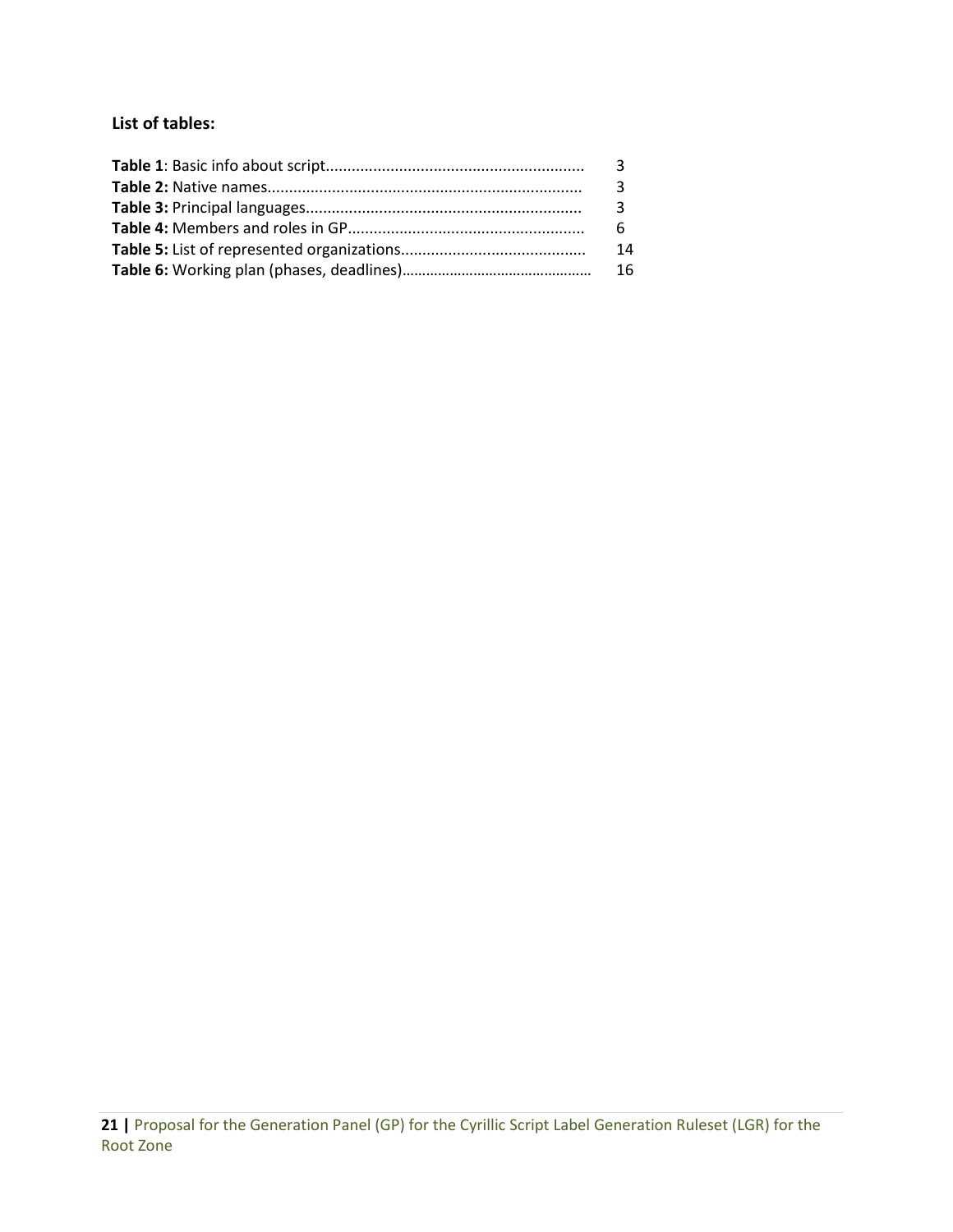**List of tables:**

**Table 1**: Basic info about script........................................................... 3
**Table 2:** Native names........................................................................ 3
**Table 3:** Principal languages................................................................ 3
**Table 4:** Members and roles in GP...................................................... 6
**Table 5:** List of represented organizations.......................................... 14
**Table 6:** Working plan (phases, deadlines)……………………………………… 16